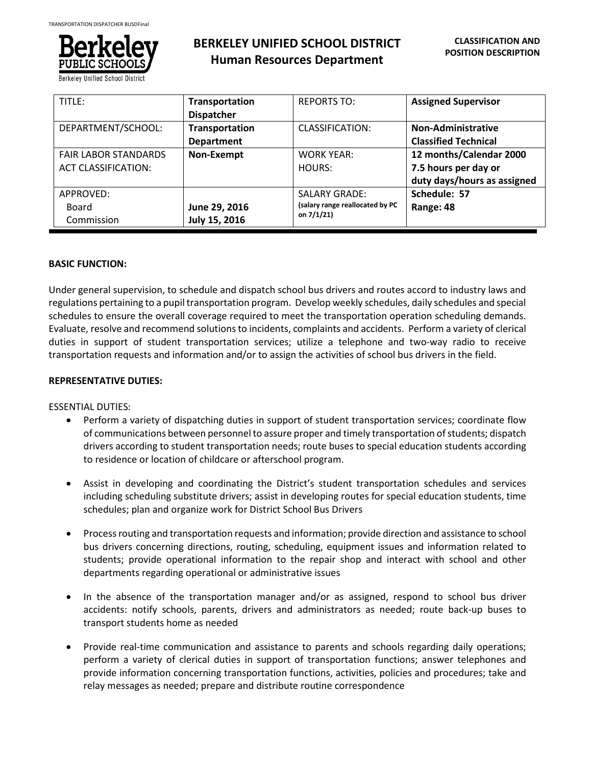# BERKELEY UNIFIED SCHOOL DISTRICT
## Human Resources Department

**CLASSIFICATION AND POSITION DESCRIPTION**

| TITLE: | **Transportation Dispatcher** | REPORTS TO: | **Assigned Supervisor** |
|---|---|---|---|
| DEPARTMENT/SCHOOL: | **Transportation Department** | CLASSIFICATION: | **Non-Administrative Classified Technical** |
| FAIR LABOR STANDARDS ACT CLASSIFICATION: | **Non-Exempt** | WORK YEAR: HOURS: | **12 months/Calendar 2000 7.5 hours per day or duty days/hours as assigned** |
| APPROVED: Board Commission | **June 29, 2016 July 15, 2016** | SALARY GRADE: (salary range reallocated by PC on 7/1/21) | **Schedule: 57 Range: 48** |

**BASIC FUNCTION:**

Under general supervision, to schedule and dispatch school bus drivers and routes accord to industry laws and regulations pertaining to a pupil transportation program. Develop weekly schedules, daily schedules and special schedules to ensure the overall coverage required to meet the transportation operation scheduling demands. Evaluate, resolve and recommend solutions to incidents, complaints and accidents. Perform a variety of clerical duties in support of student transportation services; utilize a telephone and two-way radio to receive transportation requests and information and/or to assign the activities of school bus drivers in the field.

**REPRESENTATIVE DUTIES:**

ESSENTIAL DUTIES:

- Perform a variety of dispatching duties in support of student transportation services; coordinate flow of communications between personnel to assure proper and timely transportation of students; dispatch drivers according to student transportation needs; route buses to special education students according to residence or location of childcare or afterschool program.

- Assist in developing and coordinating the District's student transportation schedules and services including scheduling substitute drivers; assist in developing routes for special education students, time schedules; plan and organize work for District School Bus Drivers

- Process routing and transportation requests and information; provide direction and assistance to school bus drivers concerning directions, routing, scheduling, equipment issues and information related to students; provide operational information to the repair shop and interact with school and other departments regarding operational or administrative issues

- In the absence of the transportation manager and/or as assigned, respond to school bus driver accidents: notify schools, parents, drivers and administrators as needed; route back-up buses to transport students home as needed

- Provide real-time communication and assistance to parents and schools regarding daily operations; perform a variety of clerical duties in support of transportation functions; answer telephones and provide information concerning transportation functions, activities, policies and procedures; take and relay messages as needed; prepare and distribute routine correspondence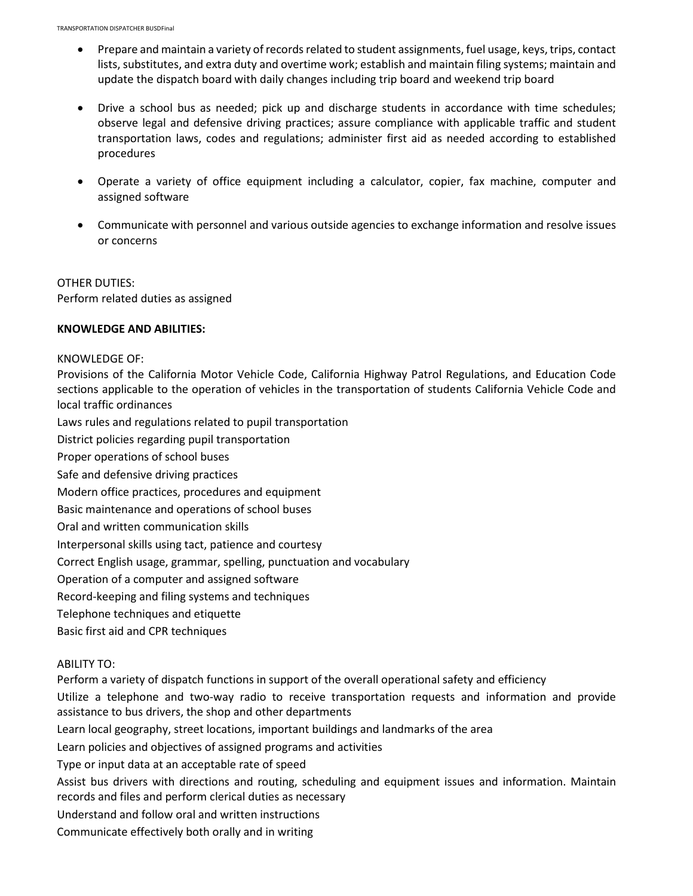- Prepare and maintain a variety of records related to student assignments, fuel usage, keys, trips, contact lists, substitutes, and extra duty and overtime work; establish and maintain filing systems; maintain and update the dispatch board with daily changes including trip board and weekend trip board

- Drive a school bus as needed; pick up and discharge students in accordance with time schedules; observe legal and defensive driving practices; assure compliance with applicable traffic and student transportation laws, codes and regulations; administer first aid as needed according to established procedures

- Operate a variety of office equipment including a calculator, copier, fax machine, computer and assigned software

- Communicate with personnel and various outside agencies to exchange information and resolve issues or concerns

OTHER DUTIES:
Perform related duties as assigned

**KNOWLEDGE AND ABILITIES:**

KNOWLEDGE OF:

Provisions of the California Motor Vehicle Code, California Highway Patrol Regulations, and Education Code sections applicable to the operation of vehicles in the transportation of students California Vehicle Code and local traffic ordinances

Laws rules and regulations related to pupil transportation

District policies regarding pupil transportation

Proper operations of school buses

Safe and defensive driving practices

Modern office practices, procedures and equipment

Basic maintenance and operations of school buses

Oral and written communication skills

Interpersonal skills using tact, patience and courtesy

Correct English usage, grammar, spelling, punctuation and vocabulary

Operation of a computer and assigned software

Record-keeping and filing systems and techniques

Telephone techniques and etiquette

Basic first aid and CPR techniques

ABILITY TO:

Perform a variety of dispatch functions in support of the overall operational safety and efficiency

Utilize a telephone and two-way radio to receive transportation requests and information and provide assistance to bus drivers, the shop and other departments

Learn local geography, street locations, important buildings and landmarks of the area

Learn policies and objectives of assigned programs and activities

Type or input data at an acceptable rate of speed

Assist bus drivers with directions and routing, scheduling and equipment issues and information. Maintain records and files and perform clerical duties as necessary

Understand and follow oral and written instructions

Communicate effectively both orally and in writing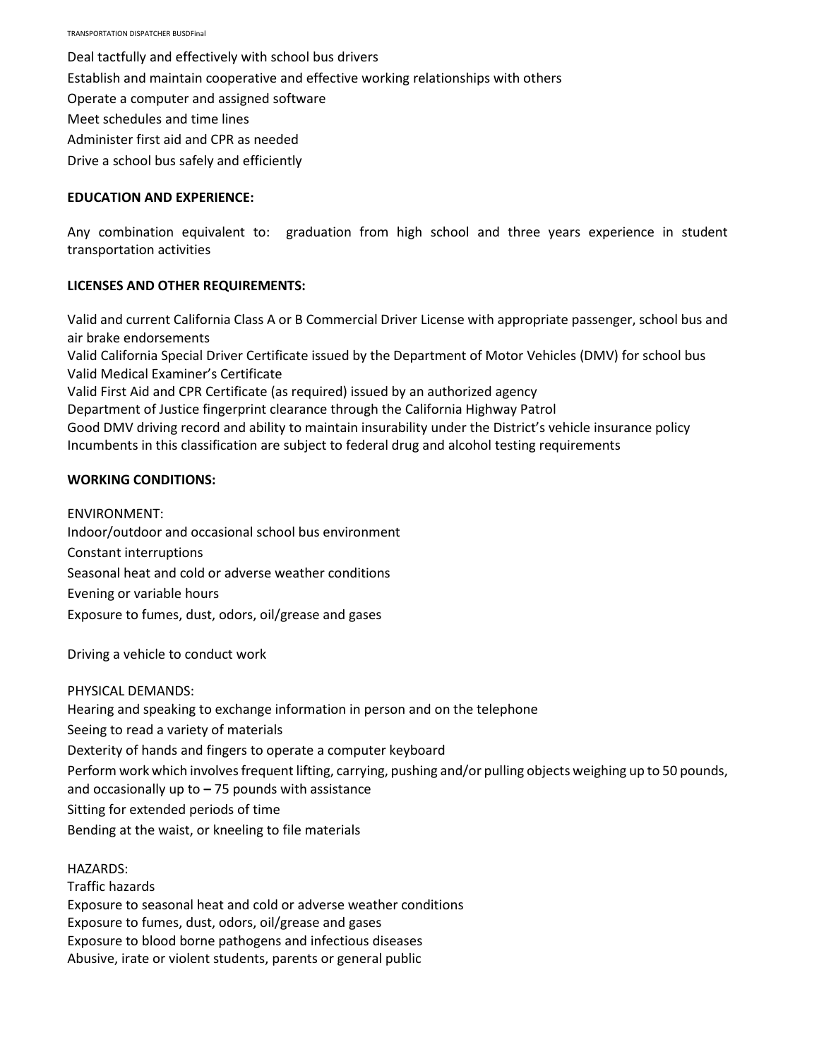Deal tactfully and effectively with school bus drivers
Establish and maintain cooperative and effective working relationships with others
Operate a computer and assigned software
Meet schedules and time lines
Administer first aid and CPR as needed
Drive a school bus safely and efficiently

**EDUCATION AND EXPERIENCE:**

Any combination equivalent to: graduation from high school and three years experience in student transportation activities

**LICENSES AND OTHER REQUIREMENTS:**

Valid and current California Class A or B Commercial Driver License with appropriate passenger, school bus and air brake endorsements
Valid California Special Driver Certificate issued by the Department of Motor Vehicles (DMV) for school bus
Valid Medical Examiner's Certificate
Valid First Aid and CPR Certificate (as required) issued by an authorized agency
Department of Justice fingerprint clearance through the California Highway Patrol
Good DMV driving record and ability to maintain insurability under the District's vehicle insurance policy
Incumbents in this classification are subject to federal drug and alcohol testing requirements

**WORKING CONDITIONS:**

ENVIRONMENT:
Indoor/outdoor and occasional school bus environment
Constant interruptions
Seasonal heat and cold or adverse weather conditions
Evening or variable hours
Exposure to fumes, dust, odors, oil/grease and gases

Driving a vehicle to conduct work

PHYSICAL DEMANDS:
Hearing and speaking to exchange information in person and on the telephone
Seeing to read a variety of materials
Dexterity of hands and fingers to operate a computer keyboard
Perform work which involves frequent lifting, carrying, pushing and/or pulling objects weighing up to 50 pounds, and occasionally up to **–** 75 pounds with assistance
Sitting for extended periods of time
Bending at the waist, or kneeling to file materials

HAZARDS:
Traffic hazards
Exposure to seasonal heat and cold or adverse weather conditions
Exposure to fumes, dust, odors, oil/grease and gases
Exposure to blood borne pathogens and infectious diseases
Abusive, irate or violent students, parents or general public